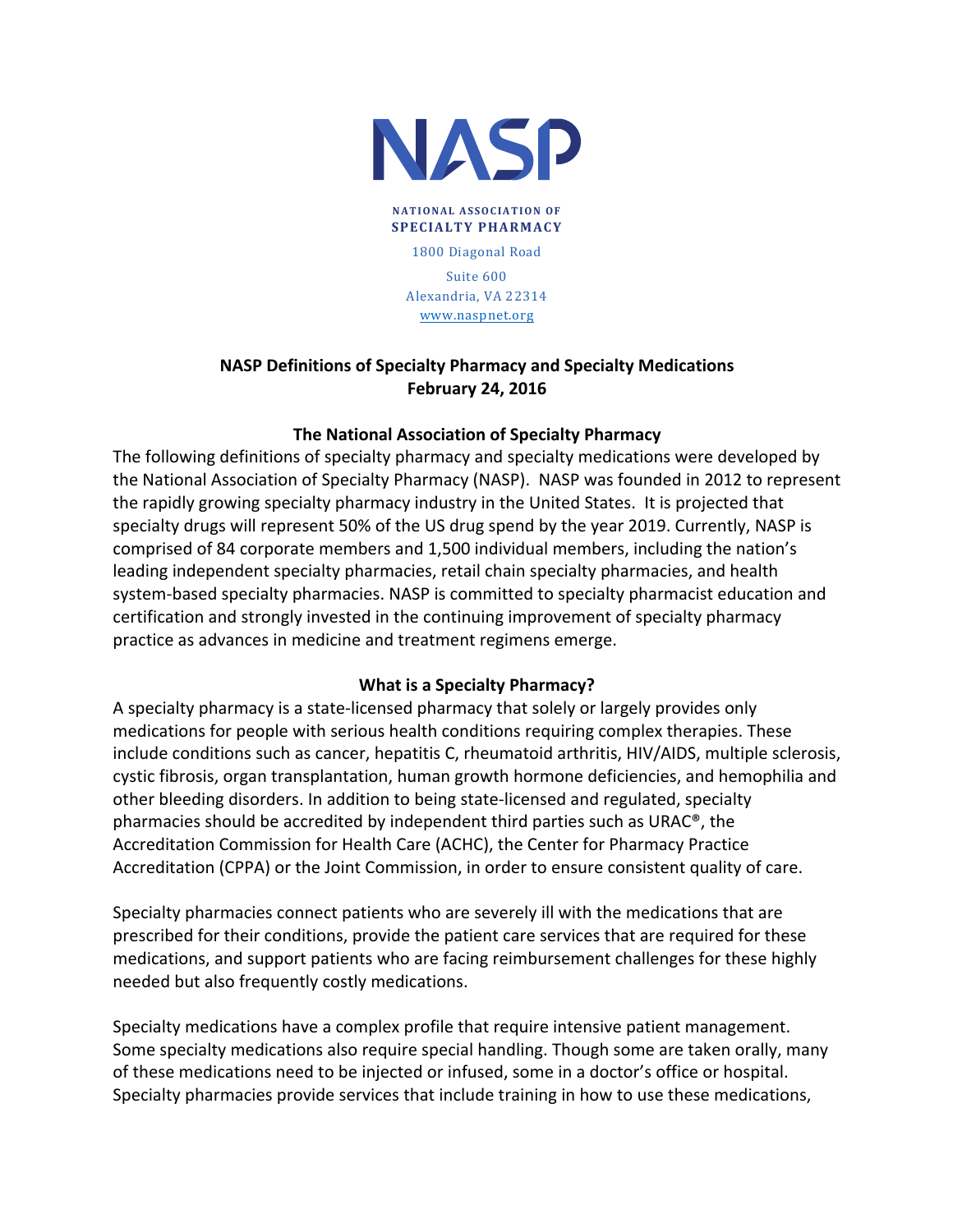# NASP

**NATIONAL ASSOCIATION OF SPECIALTY PHARMACY**

1800 Diagonal Road
Suite 600
Alexandria, VA 22314
www.naspnet.org

## NASP Definitions of Specialty Pharmacy and Specialty Medications
**February 24, 2016**

### The National Association of Specialty Pharmacy

The following definitions of specialty pharmacy and specialty medications were developed by the National Association of Specialty Pharmacy (NASP). NASP was founded in 2012 to represent the rapidly growing specialty pharmacy industry in the United States. It is projected that specialty drugs will represent 50% of the US drug spend by the year 2019. Currently, NASP is comprised of 84 corporate members and 1,500 individual members, including the nation's leading independent specialty pharmacies, retail chain specialty pharmacies, and health system-based specialty pharmacies. NASP is committed to specialty pharmacist education and certification and strongly invested in the continuing improvement of specialty pharmacy practice as advances in medicine and treatment regimens emerge.

### What is a Specialty Pharmacy?

A specialty pharmacy is a state-licensed pharmacy that solely or largely provides only medications for people with serious health conditions requiring complex therapies. These include conditions such as cancer, hepatitis C, rheumatoid arthritis, HIV/AIDS, multiple sclerosis, cystic fibrosis, organ transplantation, human growth hormone deficiencies, and hemophilia and other bleeding disorders. In addition to being state-licensed and regulated, specialty pharmacies should be accredited by independent third parties such as URAC®, the Accreditation Commission for Health Care (ACHC), the Center for Pharmacy Practice Accreditation (CPPA) or the Joint Commission, in order to ensure consistent quality of care.

Specialty pharmacies connect patients who are severely ill with the medications that are prescribed for their conditions, provide the patient care services that are required for these medications, and support patients who are facing reimbursement challenges for these highly needed but also frequently costly medications.

Specialty medications have a complex profile that require intensive patient management. Some specialty medications also require special handling. Though some are taken orally, many of these medications need to be injected or infused, some in a doctor's office or hospital. Specialty pharmacies provide services that include training in how to use these medications,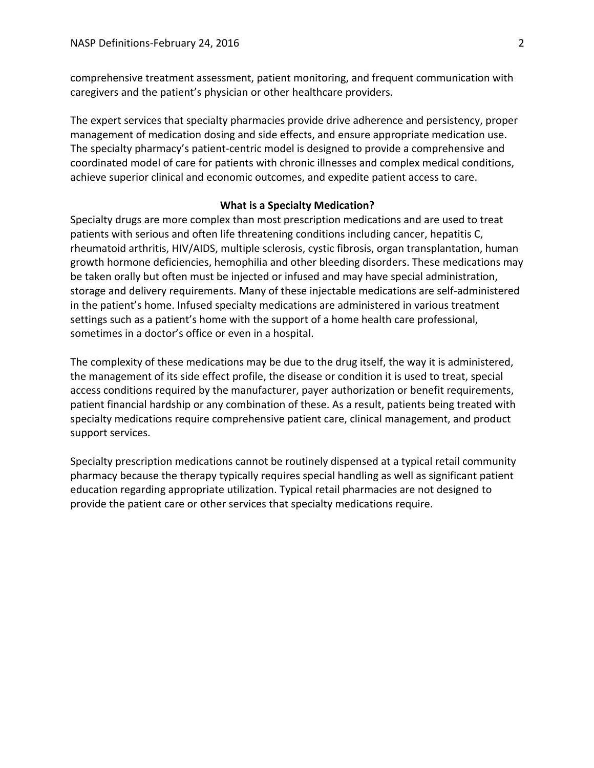comprehensive treatment assessment, patient monitoring, and frequent communication with caregivers and the patient's physician or other healthcare providers.

The expert services that specialty pharmacies provide drive adherence and persistency, proper management of medication dosing and side effects, and ensure appropriate medication use. The specialty pharmacy's patient-centric model is designed to provide a comprehensive and coordinated model of care for patients with chronic illnesses and complex medical conditions, achieve superior clinical and economic outcomes, and expedite patient access to care.

## What is a Specialty Medication?

Specialty drugs are more complex than most prescription medications and are used to treat patients with serious and often life threatening conditions including cancer, hepatitis C, rheumatoid arthritis, HIV/AIDS, multiple sclerosis, cystic fibrosis, organ transplantation, human growth hormone deficiencies, hemophilia and other bleeding disorders. These medications may be taken orally but often must be injected or infused and may have special administration, storage and delivery requirements. Many of these injectable medications are self-administered in the patient's home. Infused specialty medications are administered in various treatment settings such as a patient's home with the support of a home health care professional, sometimes in a doctor's office or even in a hospital.

The complexity of these medications may be due to the drug itself, the way it is administered, the management of its side effect profile, the disease or condition it is used to treat, special access conditions required by the manufacturer, payer authorization or benefit requirements, patient financial hardship or any combination of these. As a result, patients being treated with specialty medications require comprehensive patient care, clinical management, and product support services.

Specialty prescription medications cannot be routinely dispensed at a typical retail community pharmacy because the therapy typically requires special handling as well as significant patient education regarding appropriate utilization. Typical retail pharmacies are not designed to provide the patient care or other services that specialty medications require.